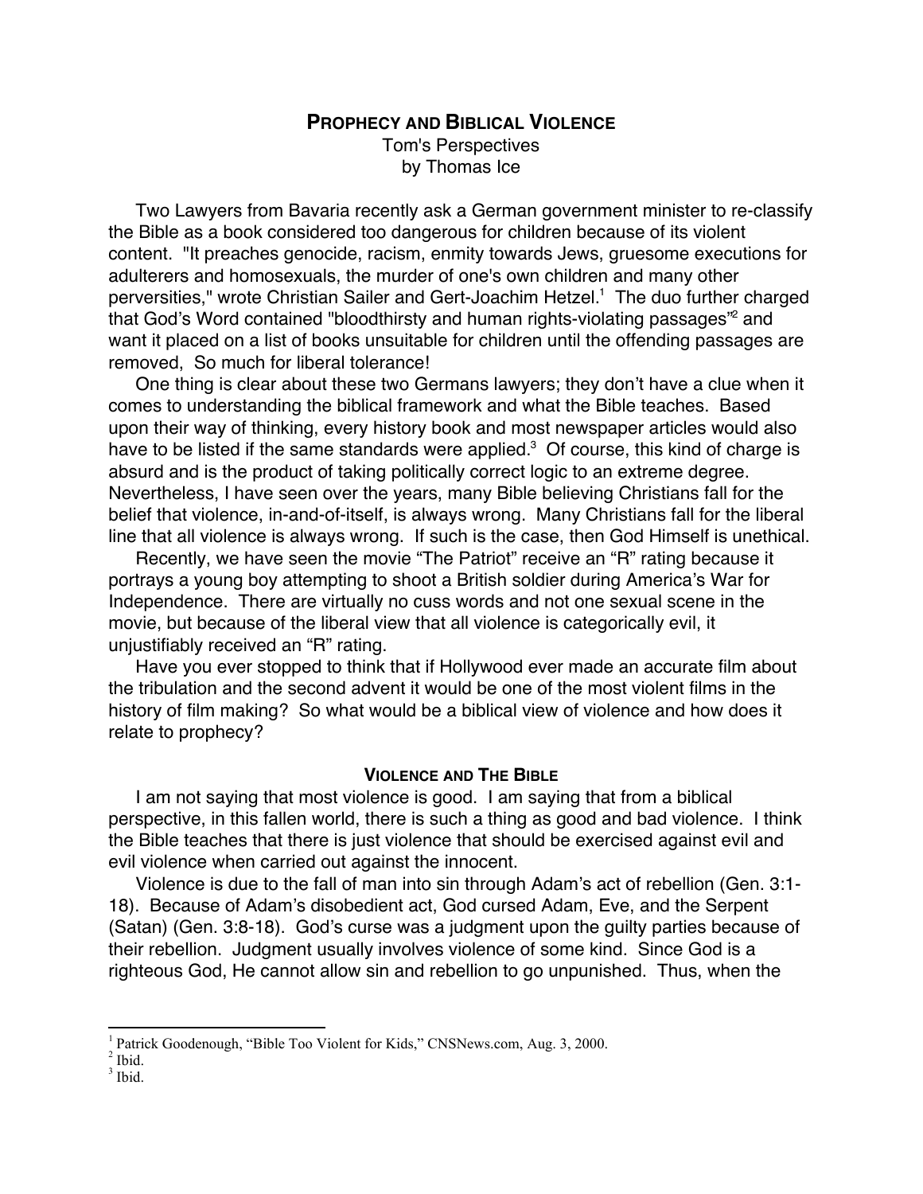# PROPHECY AND BIBLICAL VIOLENCE

Tom's Perspectives
by Thomas Ice

Two Lawyers from Bavaria recently ask a German government minister to re-classify the Bible as a book considered too dangerous for children because of its violent content. "It preaches genocide, racism, enmity towards Jews, gruesome executions for adulterers and homosexuals, the murder of one's own children and many other perversities," wrote Christian Sailer and Gert-Joachim Hetzel.[1] The duo further charged that God's Word contained "bloodthirsty and human rights-violating passages"[2] and want it placed on a list of books unsuitable for children until the offending passages are removed, So much for liberal tolerance!

One thing is clear about these two Germans lawyers; they don't have a clue when it comes to understanding the biblical framework and what the Bible teaches. Based upon their way of thinking, every history book and most newspaper articles would also have to be listed if the same standards were applied.[3] Of course, this kind of charge is absurd and is the product of taking politically correct logic to an extreme degree. Nevertheless, I have seen over the years, many Bible believing Christians fall for the belief that violence, in-and-of-itself, is always wrong. Many Christians fall for the liberal line that all violence is always wrong. If such is the case, then God Himself is unethical.

Recently, we have seen the movie "The Patriot" receive an "R" rating because it portrays a young boy attempting to shoot a British soldier during America's War for Independence. There are virtually no cuss words and not one sexual scene in the movie, but because of the liberal view that all violence is categorically evil, it unjustifiably received an "R" rating.

Have you ever stopped to think that if Hollywood ever made an accurate film about the tribulation and the second advent it would be one of the most violent films in the history of film making? So what would be a biblical view of violence and how does it relate to prophecy?

## VIOLENCE AND THE BIBLE

I am not saying that most violence is good. I am saying that from a biblical perspective, in this fallen world, there is such a thing as good and bad violence. I think the Bible teaches that there is just violence that should be exercised against evil and evil violence when carried out against the innocent.

Violence is due to the fall of man into sin through Adam's act of rebellion (Gen. 3:1-18). Because of Adam's disobedient act, God cursed Adam, Eve, and the Serpent (Satan) (Gen. 3:8-18). God's curse was a judgment upon the guilty parties because of their rebellion. Judgment usually involves violence of some kind. Since God is a righteous God, He cannot allow sin and rebellion to go unpunished. Thus, when the

---

[1] Patrick Goodenough, "Bible Too Violent for Kids," CNSNews.com, Aug. 3, 2000.

[2] Ibid.

[3] Ibid.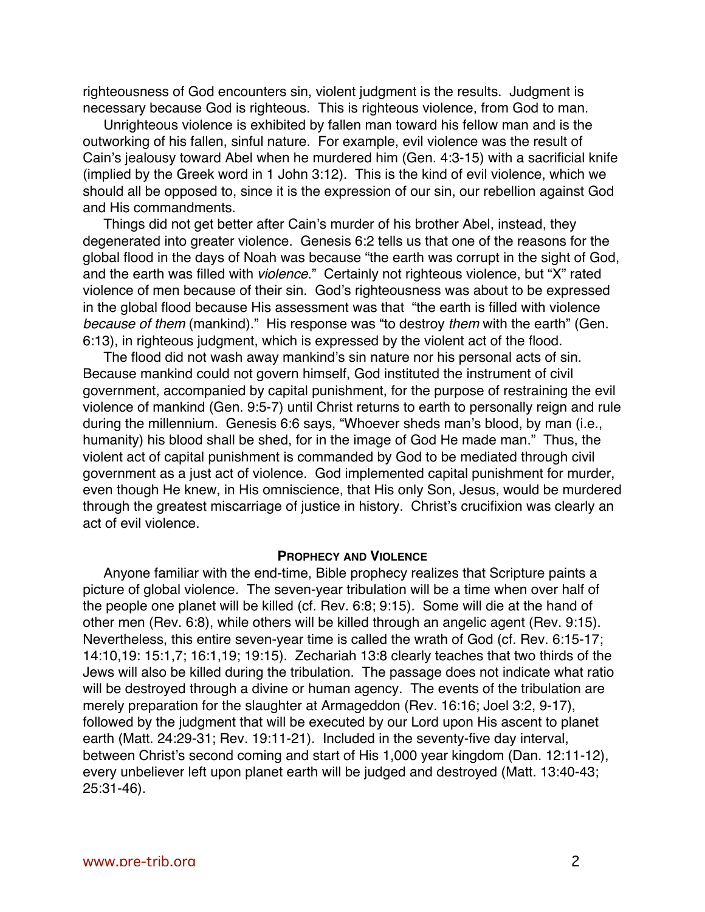righteousness of God encounters sin, violent judgment is the results. Judgment is necessary because God is righteous. This is righteous violence, from God to man.

Unrighteous violence is exhibited by fallen man toward his fellow man and is the outworking of his fallen, sinful nature. For example, evil violence was the result of Cain's jealousy toward Abel when he murdered him (Gen. 4:3-15) with a sacrificial knife (implied by the Greek word in 1 John 3:12). This is the kind of evil violence, which we should all be opposed to, since it is the expression of our sin, our rebellion against God and His commandments.

Things did not get better after Cain's murder of his brother Abel, instead, they degenerated into greater violence. Genesis 6:2 tells us that one of the reasons for the global flood in the days of Noah was because "the earth was corrupt in the sight of God, and the earth was filled with *violence*." Certainly not righteous violence, but "X" rated violence of men because of their sin. God's righteousness was about to be expressed in the global flood because His assessment was that "the earth is filled with violence *because of them* (mankind)." His response was "to destroy *them* with the earth" (Gen. 6:13), in righteous judgment, which is expressed by the violent act of the flood.

The flood did not wash away mankind's sin nature nor his personal acts of sin. Because mankind could not govern himself, God instituted the instrument of civil government, accompanied by capital punishment, for the purpose of restraining the evil violence of mankind (Gen. 9:5-7) until Christ returns to earth to personally reign and rule during the millennium. Genesis 6:6 says, "Whoever sheds man's blood, by man (i.e., humanity) his blood shall be shed, for in the image of God He made man." Thus, the violent act of capital punishment is commanded by God to be mediated through civil government as a just act of violence. God implemented capital punishment for murder, even though He knew, in His omniscience, that His only Son, Jesus, would be murdered through the greatest miscarriage of justice in history. Christ's crucifixion was clearly an act of evil violence.

## Prophecy and Violence

Anyone familiar with the end-time, Bible prophecy realizes that Scripture paints a picture of global violence. The seven-year tribulation will be a time when over half of the people one planet will be killed (cf. Rev. 6:8; 9:15). Some will die at the hand of other men (Rev. 6:8), while others will be killed through an angelic agent (Rev. 9:15). Nevertheless, this entire seven-year time is called the wrath of God (cf. Rev. 6:15-17; 14:10,19: 15:1,7; 16:1,19; 19:15). Zechariah 13:8 clearly teaches that two thirds of the Jews will also be killed during the tribulation. The passage does not indicate what ratio will be destroyed through a divine or human agency. The events of the tribulation are merely preparation for the slaughter at Armageddon (Rev. 16:16; Joel 3:2, 9-17), followed by the judgment that will be executed by our Lord upon His ascent to planet earth (Matt. 24:29-31; Rev. 19:11-21). Included in the seventy-five day interval, between Christ's second coming and start of His 1,000 year kingdom (Dan. 12:11-12), every unbeliever left upon planet earth will be judged and destroyed (Matt. 13:40-43; 25:31-46).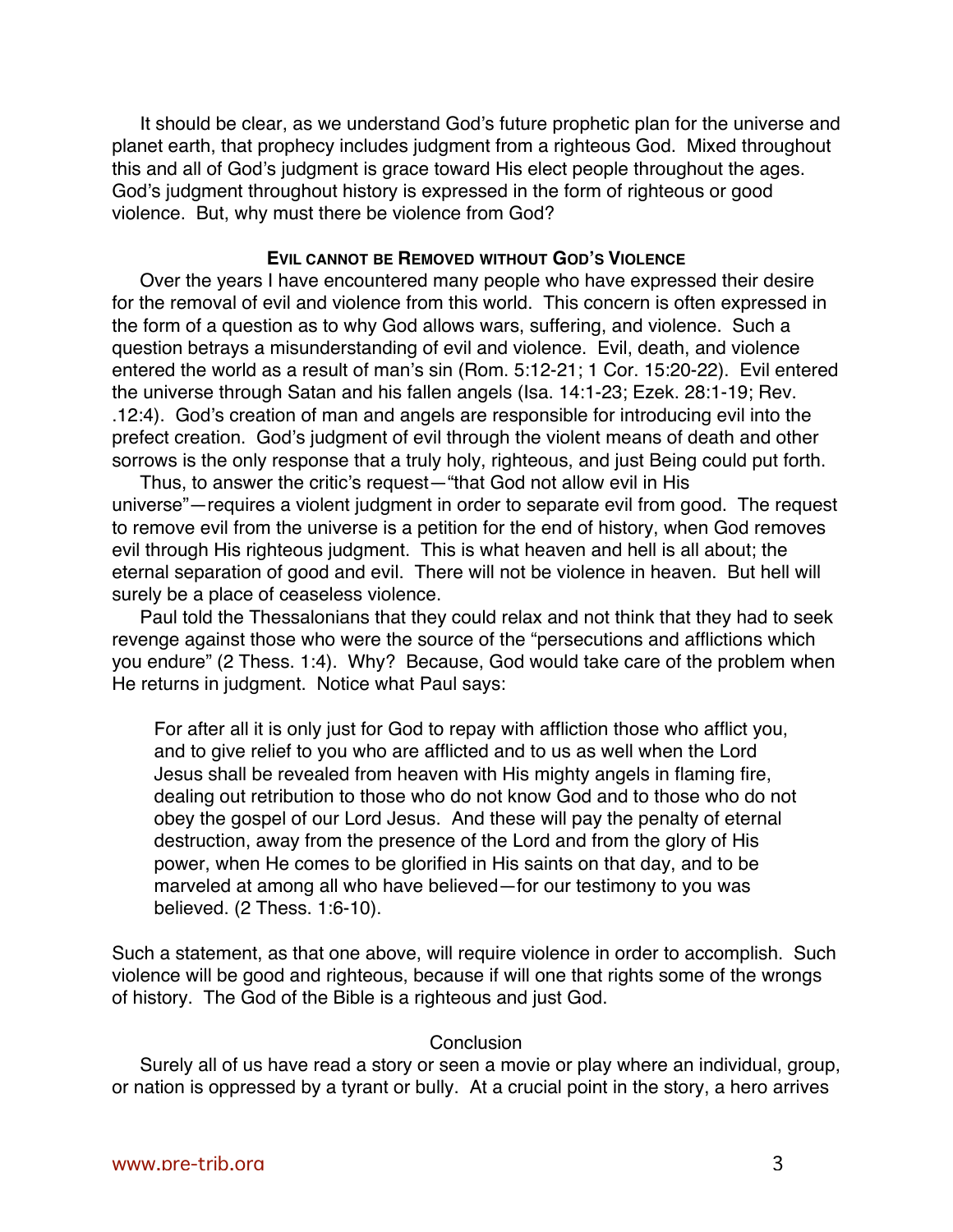It should be clear, as we understand God's future prophetic plan for the universe and planet earth, that prophecy includes judgment from a righteous God. Mixed throughout this and all of God's judgment is grace toward His elect people throughout the ages. God's judgment throughout history is expressed in the form of righteous or good violence. But, why must there be violence from God?

### EVIL CANNOT BE REMOVED WITHOUT GOD'S VIOLENCE

Over the years I have encountered many people who have expressed their desire for the removal of evil and violence from this world. This concern is often expressed in the form of a question as to why God allows wars, suffering, and violence. Such a question betrays a misunderstanding of evil and violence. Evil, death, and violence entered the world as a result of man's sin (Rom. 5:12-21; 1 Cor. 15:20-22). Evil entered the universe through Satan and his fallen angels (Isa. 14:1-23; Ezek. 28:1-19; Rev. .12:4). God's creation of man and angels are responsible for introducing evil into the prefect creation. God's judgment of evil through the violent means of death and other sorrows is the only response that a truly holy, righteous, and just Being could put forth.

Thus, to answer the critic's request—"that God not allow evil in His universe"—requires a violent judgment in order to separate evil from good. The request to remove evil from the universe is a petition for the end of history, when God removes evil through His righteous judgment. This is what heaven and hell is all about; the eternal separation of good and evil. There will not be violence in heaven. But hell will surely be a place of ceaseless violence.

Paul told the Thessalonians that they could relax and not think that they had to seek revenge against those who were the source of the "persecutions and afflictions which you endure" (2 Thess. 1:4). Why? Because, God would take care of the problem when He returns in judgment. Notice what Paul says:

> For after all it is only just for God to repay with affliction those who afflict you, and to give relief to you who are afflicted and to us as well when the Lord Jesus shall be revealed from heaven with His mighty angels in flaming fire, dealing out retribution to those who do not know God and to those who do not obey the gospel of our Lord Jesus. And these will pay the penalty of eternal destruction, away from the presence of the Lord and from the glory of His power, when He comes to be glorified in His saints on that day, and to be marveled at among all who have believed—for our testimony to you was believed. (2 Thess. 1:6-10).

Such a statement, as that one above, will require violence in order to accomplish. Such violence will be good and righteous, because if will one that rights some of the wrongs of history. The God of the Bible is a righteous and just God.

### Conclusion

Surely all of us have read a story or seen a movie or play where an individual, group, or nation is oppressed by a tyrant or bully. At a crucial point in the story, a hero arrives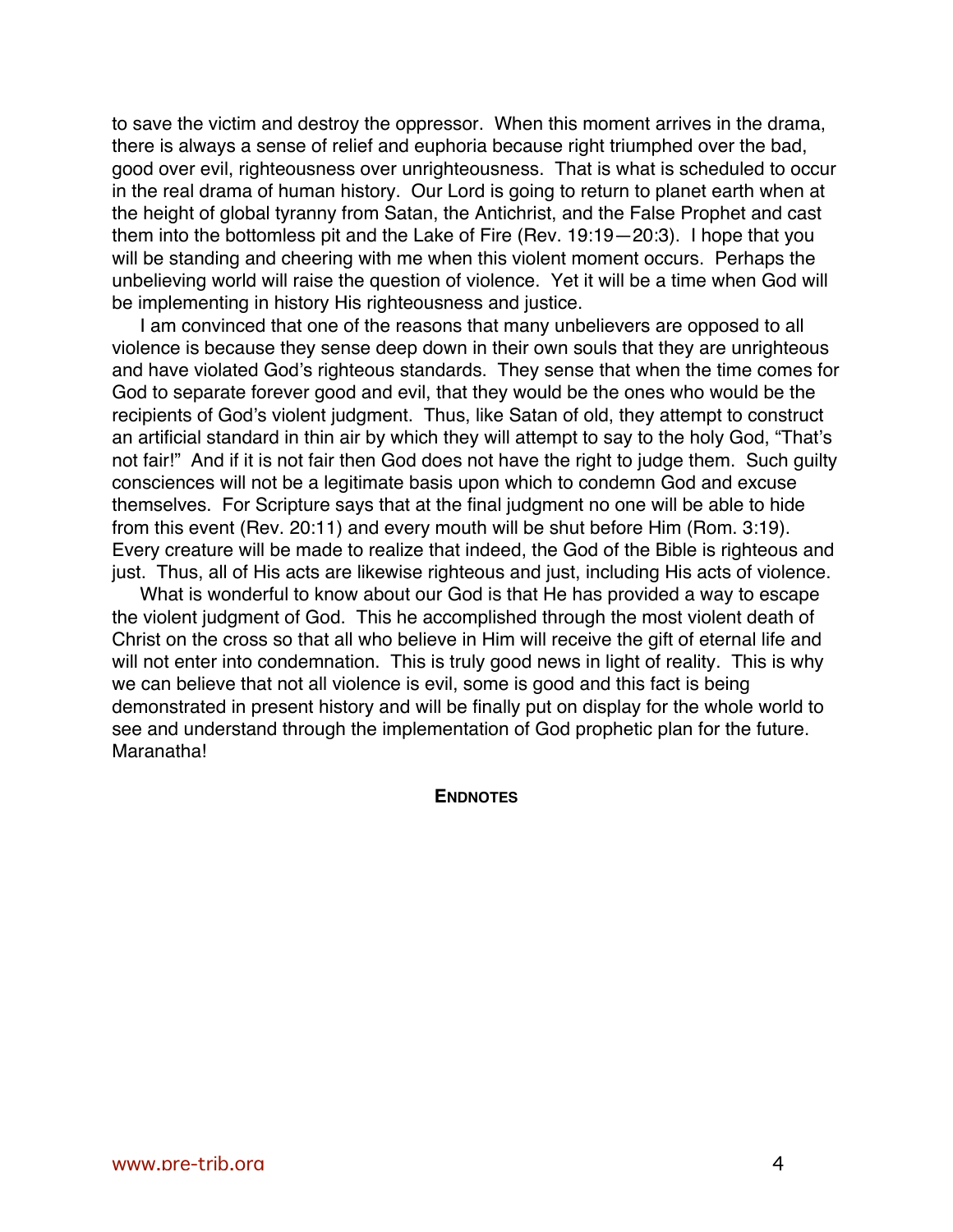to save the victim and destroy the oppressor. When this moment arrives in the drama, there is always a sense of relief and euphoria because right triumphed over the bad, good over evil, righteousness over unrighteousness. That is what is scheduled to occur in the real drama of human history. Our Lord is going to return to planet earth when at the height of global tyranny from Satan, the Antichrist, and the False Prophet and cast them into the bottomless pit and the Lake of Fire (Rev. 19:19—20:3). I hope that you will be standing and cheering with me when this violent moment occurs. Perhaps the unbelieving world will raise the question of violence. Yet it will be a time when God will be implementing in history His righteousness and justice.

I am convinced that one of the reasons that many unbelievers are opposed to all violence is because they sense deep down in their own souls that they are unrighteous and have violated God's righteous standards. They sense that when the time comes for God to separate forever good and evil, that they would be the ones who would be the recipients of God's violent judgment. Thus, like Satan of old, they attempt to construct an artificial standard in thin air by which they will attempt to say to the holy God, "That's not fair!" And if it is not fair then God does not have the right to judge them. Such guilty consciences will not be a legitimate basis upon which to condemn God and excuse themselves. For Scripture says that at the final judgment no one will be able to hide from this event (Rev. 20:11) and every mouth will be shut before Him (Rom. 3:19). Every creature will be made to realize that indeed, the God of the Bible is righteous and just. Thus, all of His acts are likewise righteous and just, including His acts of violence.

What is wonderful to know about our God is that He has provided a way to escape the violent judgment of God. This he accomplished through the most violent death of Christ on the cross so that all who believe in Him will receive the gift of eternal life and will not enter into condemnation. This is truly good news in light of reality. This is why we can believe that not all violence is evil, some is good and this fact is being demonstrated in present history and will be finally put on display for the whole world to see and understand through the implementation of God prophetic plan for the future. Maranatha!

## ENDNOTES